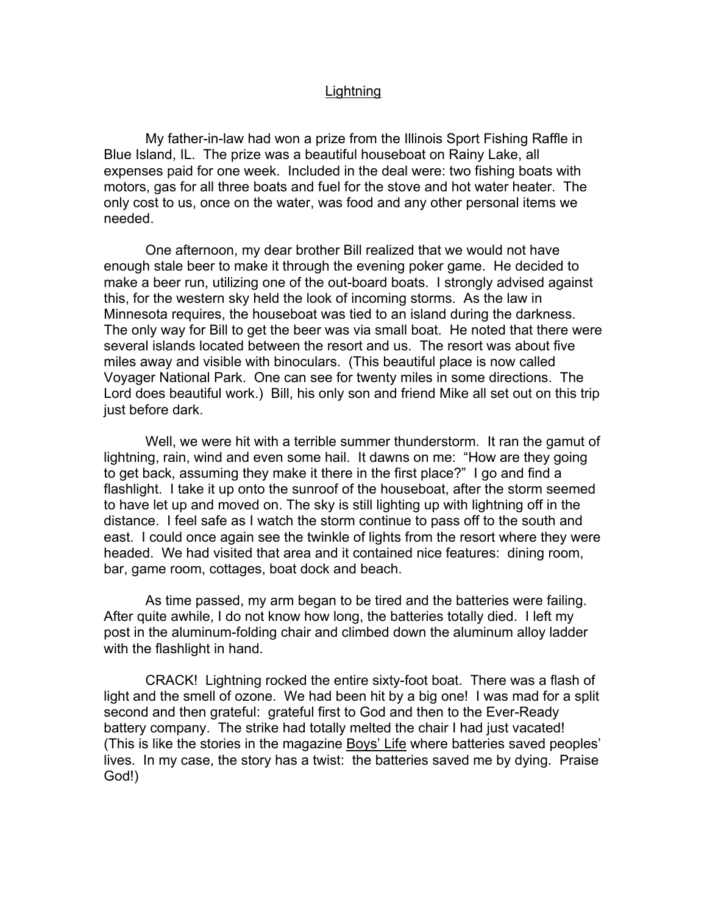# Lightning

My father-in-law had won a prize from the Illinois Sport Fishing Raffle in Blue Island, IL. The prize was a beautiful houseboat on Rainy Lake, all expenses paid for one week. Included in the deal were: two fishing boats with motors, gas for all three boats and fuel for the stove and hot water heater. The only cost to us, once on the water, was food and any other personal items we needed.

One afternoon, my dear brother Bill realized that we would not have enough stale beer to make it through the evening poker game. He decided to make a beer run, utilizing one of the out-board boats. I strongly advised against this, for the western sky held the look of incoming storms. As the law in Minnesota requires, the houseboat was tied to an island during the darkness. The only way for Bill to get the beer was via small boat. He noted that there were several islands located between the resort and us. The resort was about five miles away and visible with binoculars. (This beautiful place is now called Voyager National Park. One can see for twenty miles in some directions. The Lord does beautiful work.) Bill, his only son and friend Mike all set out on this trip just before dark.

Well, we were hit with a terrible summer thunderstorm. It ran the gamut of lightning, rain, wind and even some hail. It dawns on me: "How are they going to get back, assuming they make it there in the first place?" I go and find a flashlight. I take it up onto the sunroof of the houseboat, after the storm seemed to have let up and moved on. The sky is still lighting up with lightning off in the distance. I feel safe as I watch the storm continue to pass off to the south and east. I could once again see the twinkle of lights from the resort where they were headed. We had visited that area and it contained nice features: dining room, bar, game room, cottages, boat dock and beach.

As time passed, my arm began to be tired and the batteries were failing. After quite awhile, I do not know how long, the batteries totally died. I left my post in the aluminum-folding chair and climbed down the aluminum alloy ladder with the flashlight in hand.

CRACK! Lightning rocked the entire sixty-foot boat. There was a flash of light and the smell of ozone. We had been hit by a big one! I was mad for a split second and then grateful: grateful first to God and then to the Ever-Ready battery company. The strike had totally melted the chair I had just vacated! (This is like the stories in the magazine Boys' Life where batteries saved peoples' lives. In my case, the story has a twist: the batteries saved me by dying. Praise God!)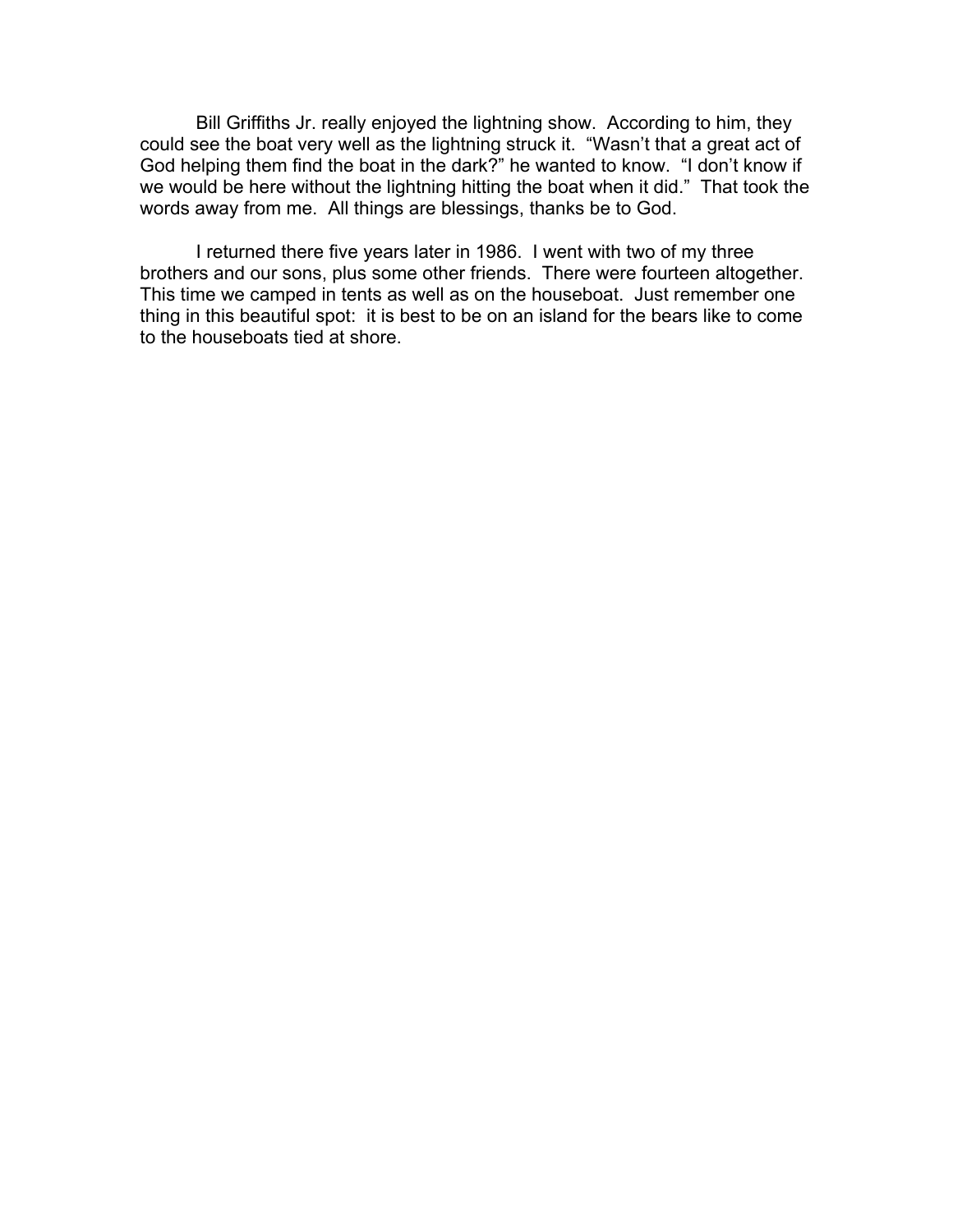Bill Griffiths Jr. really enjoyed the lightning show. According to him, they could see the boat very well as the lightning struck it. “Wasn’t that a great act of God helping them find the boat in the dark?” he wanted to know. “I don’t know if we would be here without the lightning hitting the boat when it did.” That took the words away from me. All things are blessings, thanks be to God.

I returned there five years later in 1986. I went with two of my three brothers and our sons, plus some other friends. There were fourteen altogether. This time we camped in tents as well as on the houseboat. Just remember one thing in this beautiful spot: it is best to be on an island for the bears like to come to the houseboats tied at shore.